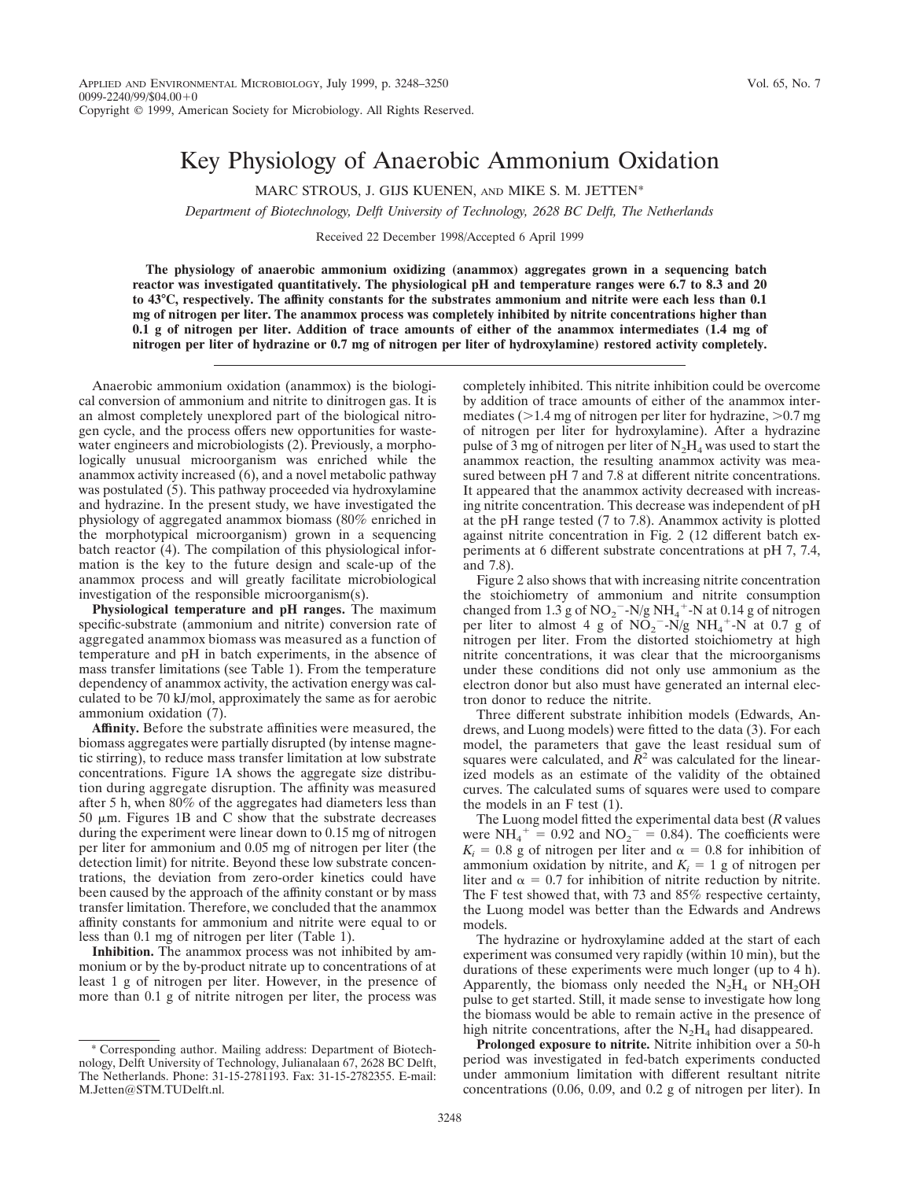# Key Physiology of Anaerobic Ammonium Oxidation

MARC STROUS, J. GIJS KUENEN, AND MIKE S. M. JETTEN*

*Department of Biotechnology, Delft University of Technology, 2628 BC Delft, The Netherlands*

Received 22 December 1998/Accepted 6 April 1999

**The physiology of anaerobic ammonium oxidizing (anammox) aggregates grown in a sequencing batch reactor was investigated quantitatively. The physiological pH and temperature ranges were 6.7 to 8.3 and 20 to 43°C, respectively. The affinity constants for the substrates ammonium and nitrite were each less than 0.1 mg of nitrogen per liter. The anammox process was completely inhibited by nitrite concentrations higher than 0.1 g of nitrogen per liter. Addition of trace amounts of either of the anammox intermediates (1.4 mg of nitrogen per liter of hydrazine or 0.7 mg of nitrogen per liter of hydroxylamine) restored activity completely.**

Anaerobic ammonium oxidation (anammox) is the biological conversion of ammonium and nitrite to dinitrogen gas. It is an almost completely unexplored part of the biological nitrogen cycle, and the process offers new opportunities for wastewater engineers and microbiologists (2). Previously, a morphologically unusual microorganism was enriched while the anammox activity increased (6), and a novel metabolic pathway was postulated (5). This pathway proceeded via hydroxylamine and hydrazine. In the present study, we have investigated the physiology of aggregated anammox biomass (80% enriched in the morphotypical microorganism) grown in a sequencing batch reactor (4). The compilation of this physiological information is the key to the future design and scale-up of the anammox process and will greatly facilitate microbiological investigation of the responsible microorganism(s).

**Physiological temperature and pH ranges.** The maximum specific-substrate (ammonium and nitrite) conversion rate of aggregated anammox biomass was measured as a function of temperature and pH in batch experiments, in the absence of mass transfer limitations (see Table 1). From the temperature dependency of anammox activity, the activation energy was calculated to be 70 kJ/mol, approximately the same as for aerobic ammonium oxidation (7).

**Affinity.** Before the substrate affinities were measured, the biomass aggregates were partially disrupted (by intense magnetic stirring), to reduce mass transfer limitation at low substrate concentrations. Figure 1A shows the aggregate size distribution during aggregate disruption. The affinity was measured after 5 h, when 80% of the aggregates had diameters less than 50 μm. Figures 1B and C show that the substrate decreases during the experiment were linear down to 0.15 mg of nitrogen per liter for ammonium and 0.05 mg of nitrogen per liter (the detection limit) for nitrite. Beyond these low substrate concentrations, the deviation from zero-order kinetics could have been caused by the approach of the affinity constant or by mass transfer limitation. Therefore, we concluded that the anammox affinity constants for ammonium and nitrite were equal to or less than 0.1 mg of nitrogen per liter (Table 1).

**Inhibition.** The anammox process was not inhibited by ammonium or by the by-product nitrate up to concentrations of at least 1 g of nitrogen per liter. However, in the presence of more than 0.1 g of nitrite nitrogen per liter, the process was completely inhibited. This nitrite inhibition could be overcome by addition of trace amounts of either of the anammox intermediates (>1.4 mg of nitrogen per liter for hydrazine, >0.7 mg of nitrogen per liter for hydroxylamine). After a hydrazine pulse of 3 mg of nitrogen per liter of $N_2H_4$ was used to start the anammox reaction, the resulting anammox activity was measured between pH 7 and 7.8 at different nitrite concentrations. It appeared that the anammox activity decreased with increasing nitrite concentration. This decrease was independent of pH at the pH range tested (7 to 7.8). Anammox activity is plotted against nitrite concentration in Fig. 2 (12 different batch experiments at 6 different substrate concentrations at pH 7, 7.4, and 7.8).

Figure 2 also shows that with increasing nitrite concentration the stoichiometry of ammonium and nitrite consumption changed from 1.3 g of $NO_2^-$-N/g $NH_4^+$-N at 0.14 g of nitrogen per liter to almost 4 g of $NO_2^-$-N/g $NH_4^+$-N at 0.7 g of nitrogen per liter. From the distorted stoichiometry at high nitrite concentrations, it was clear that the microorganisms under these conditions did not only use ammonium as the electron donor but also must have generated an internal electron donor to reduce the nitrite.

Three different substrate inhibition models (Edwards, Andrews, and Luong models) were fitted to the data (3). For each model, the parameters that gave the least residual sum of squares were calculated, and $R^2$ was calculated for the linearized models as an estimate of the validity of the obtained curves. The calculated sums of squares were used to compare the models in an F test (1).

The Luong model fitted the experimental data best ($R$ values were $NH_4^+$ = 0.92 and $NO_2^-$ = 0.84). The coefficients were $K_i$ = 0.8 g of nitrogen per liter and $\alpha$ = 0.8 for inhibition of ammonium oxidation by nitrite, and $K_i$ = 1 g of nitrogen per liter and $\alpha$ = 0.7 for inhibition of nitrite reduction by nitrite. The F test showed that, with 73 and 85% respective certainty, the Luong model was better than the Edwards and Andrews models.

The hydrazine or hydroxylamine added at the start of each experiment was consumed very rapidly (within 10 min), but the durations of these experiments were much longer (up to 4 h). Apparently, the biomass only needed the $N_2H_4$ or $NH_2OH$ pulse to get started. Still, it made sense to investigate how long the biomass would be able to remain active in the presence of high nitrite concentrations, after the $N_2H_4$ had disappeared.

**Prolonged exposure to nitrite.** Nitrite inhibition over a 50-h period was investigated in fed-batch experiments conducted under ammonium limitation with different resultant nitrite concentrations (0.06, 0.09, and 0.2 g of nitrogen per liter). In

\* Corresponding author. Mailing address: Department of Biotechnology, Delft University of Technology, Julianalaan 67, 2628 BC Delft, The Netherlands. Phone: 31-15-2781193. Fax: 31-15-2782355. E-mail: M.Jetten@STM.TUDelft.nl.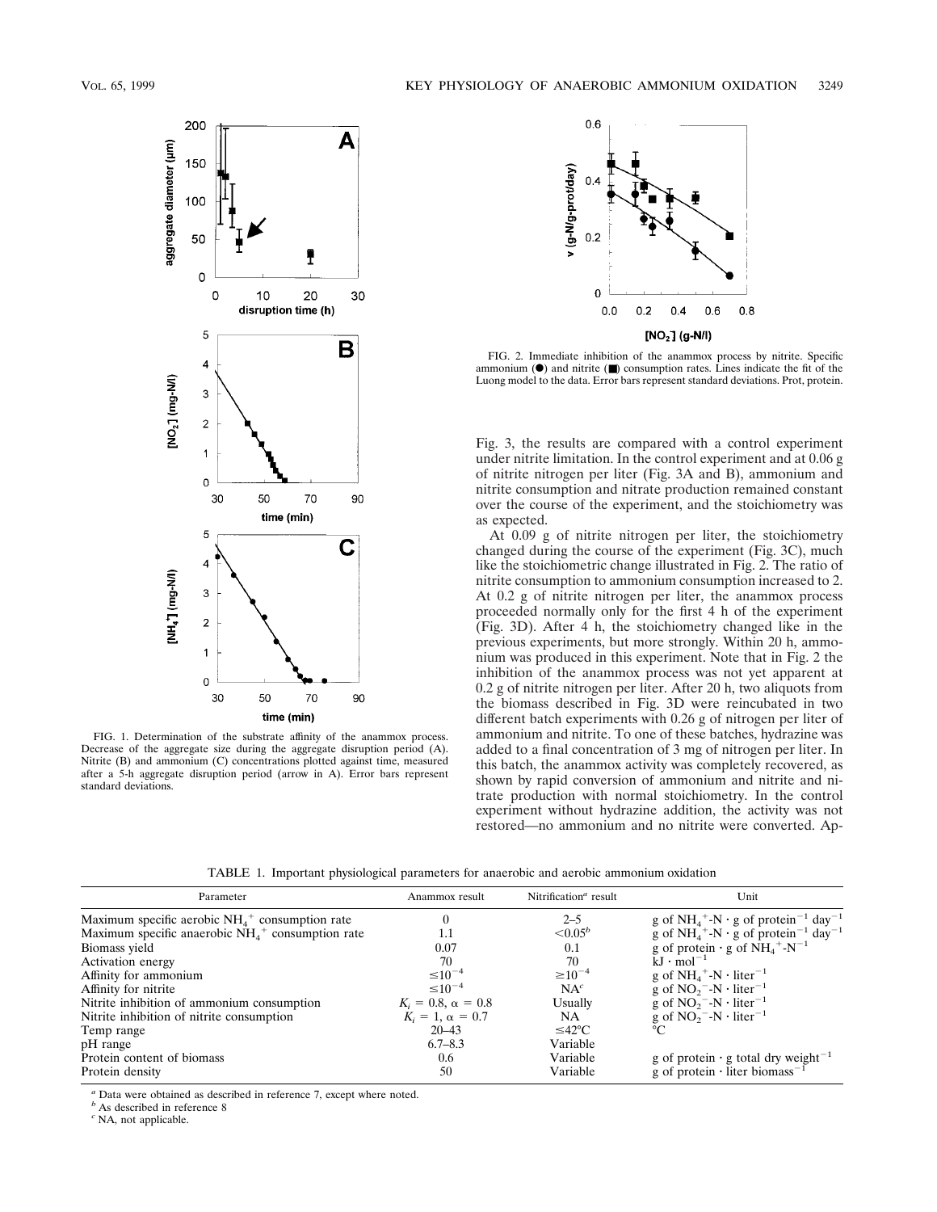FIG. 1. Determination of the substrate affinity of the anammox process. Decrease of the aggregate size during the aggregate disruption period (A). Nitrite (B) and ammonium (C) concentrations plotted against time, measured after a 5-h aggregate disruption period (arrow in A). Error bars represent standard deviations.

FIG. 2. Immediate inhibition of the anammox process by nitrite. Specific ammonium (●) and nitrite (■) consumption rates. Lines indicate the fit of the Luong model to the data. Error bars represent standard deviations. Prot, protein.

Fig. 3, the results are compared with a control experiment under nitrite limitation. In the control experiment and at 0.06 g of nitrite nitrogen per liter (Fig. 3A and B), ammonium and nitrite consumption and nitrate production remained constant over the course of the experiment, and the stoichiometry was as expected.

At 0.09 g of nitrite nitrogen per liter, the stoichiometry changed during the course of the experiment (Fig. 3C), much like the stoichiometric change illustrated in Fig. 2. The ratio of nitrite consumption to ammonium consumption increased to 2. At 0.2 g of nitrite nitrogen per liter, the anammox process proceeded normally only for the first 4 h of the experiment (Fig. 3D). After 4 h, the stoichiometry changed like in the previous experiments, but more strongly. Within 20 h, ammonium was produced in this experiment. Note that in Fig. 2 the inhibition of the anammox process was not yet apparent at 0.2 g of nitrite nitrogen per liter. After 20 h, two aliquots from the biomass described in Fig. 3D were reincubated in two different batch experiments with 0.26 g of nitrogen per liter of ammonium and nitrite. To one of these batches, hydrazine was added to a final concentration of 3 mg of nitrogen per liter. In this batch, the anammox activity was completely recovered, as shown by rapid conversion of ammonium and nitrite and nitrate production with normal stoichiometry. In the control experiment without hydrazine addition, the activity was not restored—no ammonium and no nitrite were converted. Ap-

TABLE 1. Important physiological parameters for anaerobic and aerobic ammonium oxidation

| Parameter | Anammox result | Nitrification[a] result | Unit |
|---|---|---|---|
| Maximum specific aerobic $NH_4^+$ consumption rate | 0 | 2–5 | g of $NH_4^+$-N · g of protein$^{-1}$ day$^{-1}$ |
| Maximum specific anaerobic $NH_4^+$ consumption rate | 1.1 | <0.05[b] | g of $NH_4^+$-N · g of protein$^{-1}$ day$^{-1}$ |
| Biomass yield | 0.07 | 0.1 | g of protein · g of $NH_4^+$-N$^{-1}$ |
| Activation energy | 70 | 70 | kJ · mol$^{-1}$ |
| Affinity for ammonium | $\leq 10^{-4}$ | $\geq 10^{-4}$ | g of $NH_4^+$-N · liter$^{-1}$ |
| Affinity for nitrite | $\leq 10^{-4}$ | NA[c] | g of $NO_2^-$-N · liter$^{-1}$ |
| Nitrite inhibition of ammonium consumption | $K_i = 0.8$, $\alpha = 0.8$ | Usually | g of $NO_2^-$-N · liter$^{-1}$ |
| Nitrite inhibition of nitrite consumption | $K_i = 1$, $\alpha = 0.7$ | NA | g of $NO_2^-$-N · liter$^{-1}$ |
| Temp range | 20–43 | ≤42°C | °C |
| pH range | 6.7–8.3 | Variable | |
| Protein content of biomass | 0.6 | Variable | g of protein · g total dry weight$^{-1}$ |
| Protein density | 50 | Variable | g of protein · liter biomass$^{-1}$ |

[a] Data were obtained as described in reference 7, except where noted.

[b] As described in reference 8

[c] NA, not applicable.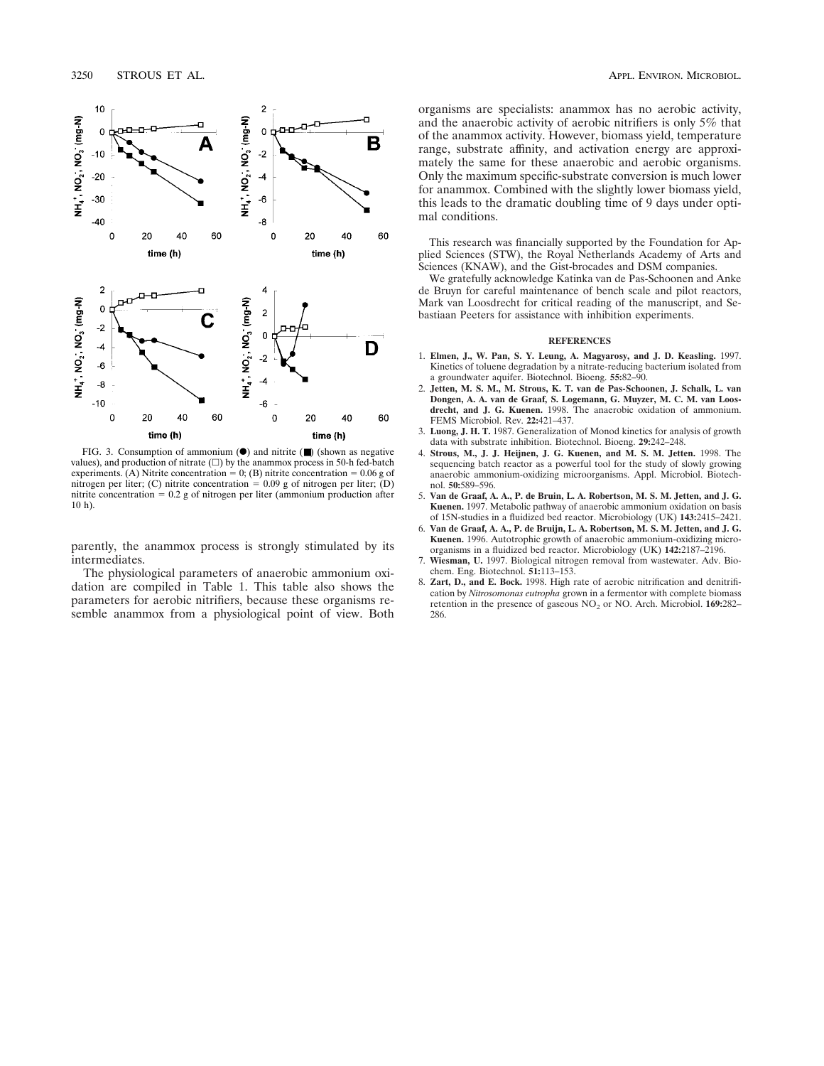A
B
C
D

$NH_4^+$, $NO_2^-$, $NO_3^-$ (mg-N)

time (h)

FIG. 3. Consumption of ammonium (●) and nitrite (■) (shown as negative values), and production of nitrate (□) by the anammox process in 50-h fed-batch experiments. (A) Nitrite concentration = 0; (B) nitrite concentration = 0.06 g of nitrogen per liter; (C) nitrite concentration = 0.09 g of nitrogen per liter; (D) nitrite concentration = 0.2 g of nitrogen per liter (ammonium production after 10 h).

parently, the anammox process is strongly stimulated by its intermediates.

The physiological parameters of anaerobic ammonium oxidation are compiled in Table 1. This table also shows the parameters for aerobic nitrifiers, because these organisms resemble anammox from a physiological point of view. Both organisms are specialists: anammox has no aerobic activity, and the anaerobic activity of aerobic nitrifiers is only 5% that of the anammox activity. However, biomass yield, temperature range, substrate affinity, and activation energy are approximately the same for these anaerobic and aerobic organisms. Only the maximum specific-substrate conversion is much lower for anammox. Combined with the slightly lower biomass yield, this leads to the dramatic doubling time of 9 days under optimal conditions.

This research was financially supported by the Foundation for Applied Sciences (STW), the Royal Netherlands Academy of Arts and Sciences (KNAW), and the Gist-brocades and DSM companies.

We gratefully acknowledge Katinka van de Pas-Schoonen and Anke de Bruyn for careful maintenance of bench scale and pilot reactors, Mark van Loosdrecht for critical reading of the manuscript, and Sebastiaan Peeters for assistance with inhibition experiments.

## REFERENCES

1. **Elmen, J., W. Pan, S. Y. Leung, A. Magyarosy, and J. D. Keasling.** 1997. Kinetics of toluene degradation by a nitrate-reducing bacterium isolated from a groundwater aquifer. Biotechnol. Bioeng. **55:**82–90.
2. **Jetten, M. S. M., M. Strous, K. T. van de Pas-Schoonen, J. Schalk, L. van Dongen, A. A. van de Graaf, S. Logemann, G. Muyzer, M. C. M. van Loosdrecht, and J. G. Kuenen.** 1998. The anaerobic oxidation of ammonium. FEMS Microbiol. Rev. **22:**421–437.
3. **Luong, J. H. T.** 1987. Generalization of Monod kinetics for analysis of growth data with substrate inhibition. Biotechnol. Bioeng. **29:**242–248.
4. **Strous, M., J. J. Heijnen, J. G. Kuenen, and M. S. M. Jetten.** 1998. The sequencing batch reactor as a powerful tool for the study of slowly growing anaerobic ammonium-oxidizing microorganisms. Appl. Microbiol. Biotechnol. **50:**589–596.
5. **Van de Graaf, A. A., P. de Bruin, L. A. Robertson, M. S. M. Jetten, and J. G. Kuenen.** 1997. Metabolic pathway of anaerobic ammonium oxidation on basis of 15N-studies in a fluidized bed reactor. Microbiology (UK) **143:**2415–2421.
6. **Van de Graaf, A. A., P. de Bruijn, L. A. Robertson, M. S. M. Jetten, and J. G. Kuenen.** 1996. Autotrophic growth of anaerobic ammonium-oxidizing microorganisms in a fluidized bed reactor. Microbiology (UK) **142:**2187–2196.
7. **Wiesman, U.** 1997. Biological nitrogen removal from wastewater. Adv. Biochem. Eng. Biotechnol. **51:**113–153.
8. **Zart, D., and E. Bock.** 1998. High rate of aerobic nitrification and denitrification by *Nitrosomonas eutropha* grown in a fermentor with complete biomass retention in the presence of gaseous $NO_2$ or NO. Arch. Microbiol. **169:**282–286.